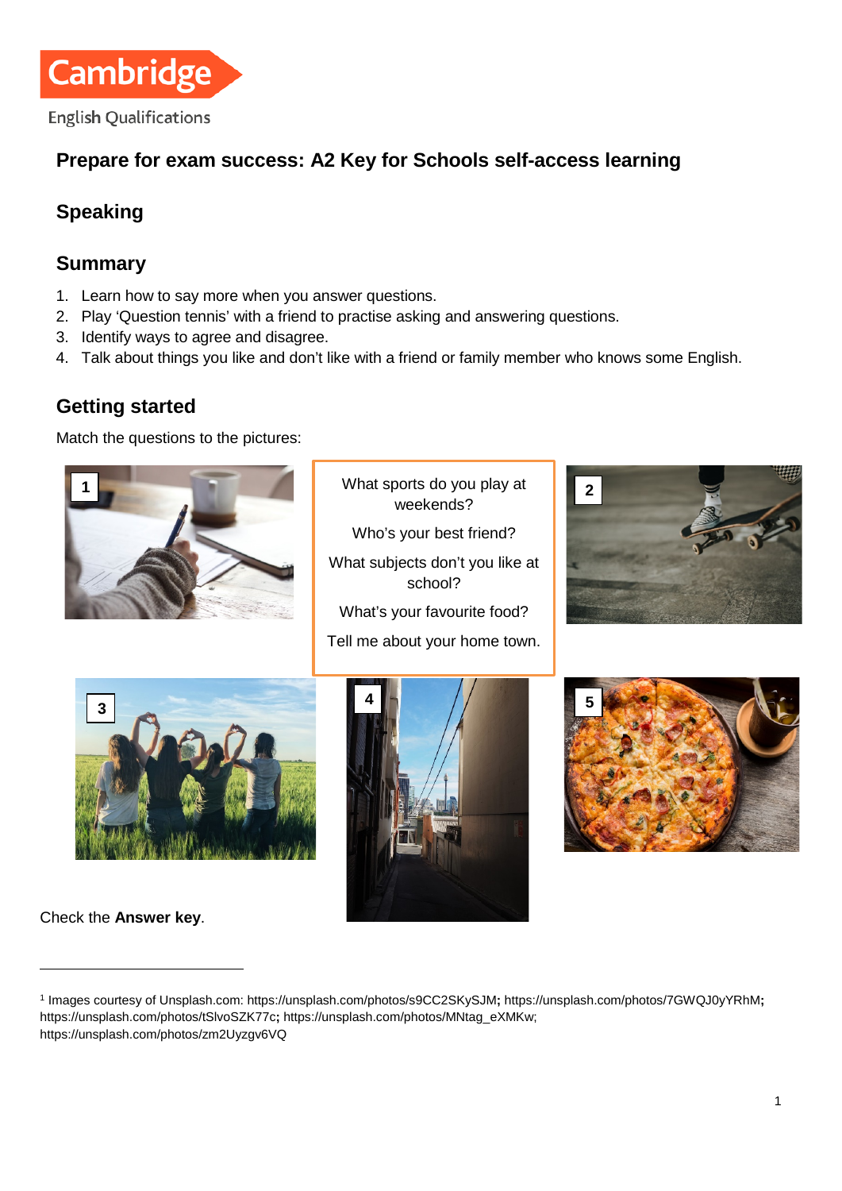Cambridge English Qualifications

## Prepare for exam success: A2 Key for Schools self-access learning

## Speaking

## Summary

1. Learn how to say more when you answer questions.
2. Play 'Question tennis' with a friend to practise asking and answering questions.
3. Identify ways to agree and disagree.
4. Talk about things you like and don't like with a friend or family member who knows some English.

## Getting started

Match the questions to the pictures:

1

What sports do you play at weekends?

Who's your best friend?

What subjects don't you like at school?

What's your favourite food?

Tell me about your home town.

2

3

4

5

Check the **Answer key**.

---

[1] Images courtesy of Unsplash.com: https://unsplash.com/photos/s9CC2SKySJM; https://unsplash.com/photos/7GWQJ0yYRhM; https://unsplash.com/photos/tSlvoSZK77c; https://unsplash.com/photos/MNtag_eXMKw; https://unsplash.com/photos/zm2Uyzgv6VQ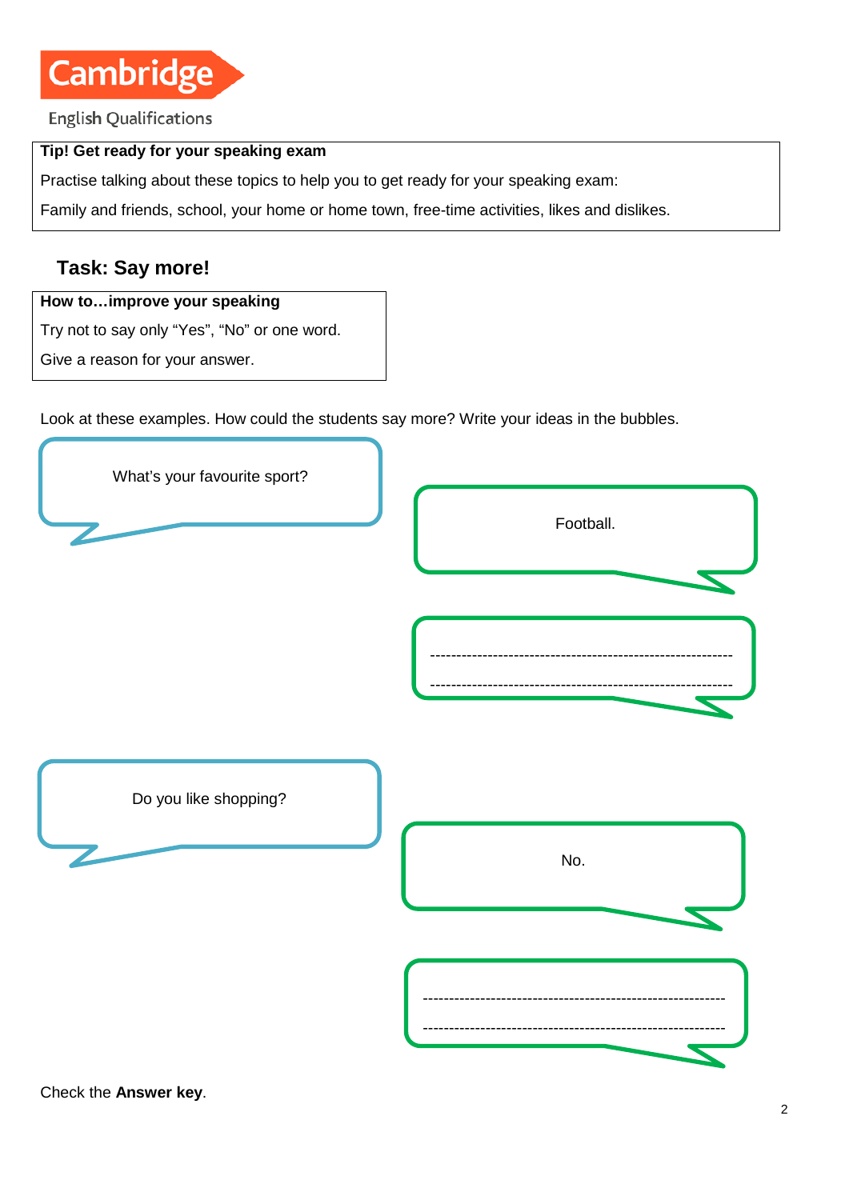Cambridge English Qualifications

**Tip! Get ready for your speaking exam**

Practise talking about these topics to help you to get ready for your speaking exam:

Family and friends, school, your home or home town, free-time activities, likes and dislikes.

## Task: Say more!

**How to…improve your speaking**

Try not to say only “Yes”, “No” or one word.

Give a reason for your answer.

Look at these examples. How could the students say more? Write your ideas in the bubbles.

What’s your favourite sport?

Football.

------------------------------------------------------------

------------------------------------------------------------

Do you like shopping?

No.

------------------------------------------------------------

------------------------------------------------------------

Check the **Answer key**.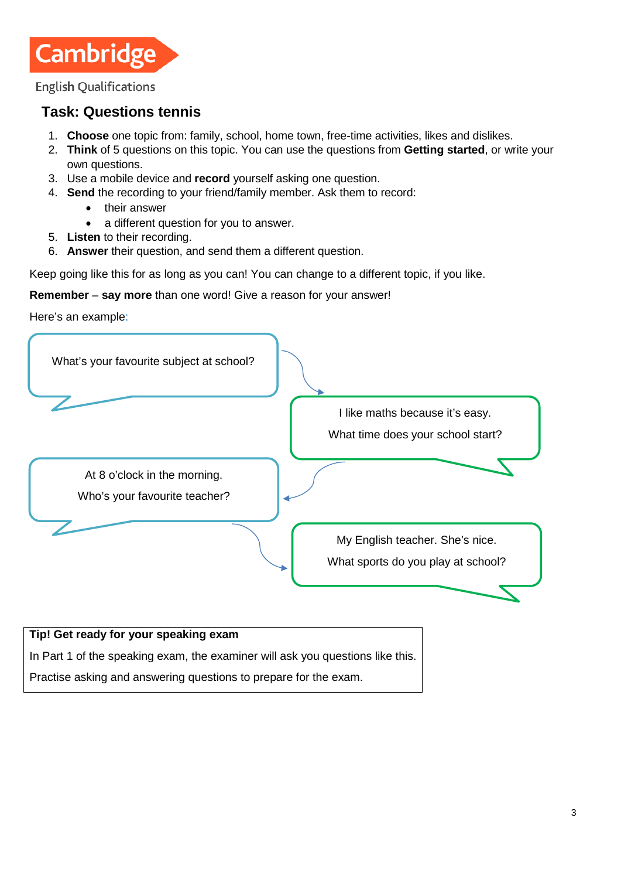Cambridge

English Qualifications

## Task: Questions tennis

1. **Choose** one topic from: family, school, home town, free-time activities, likes and dislikes.
2. **Think** of 5 questions on this topic. You can use the questions from **Getting started**, or write your own questions.
3. Use a mobile device and **record** yourself asking one question.
4. **Send** the recording to your friend/family member. Ask them to record:
   - their answer
   - a different question for you to answer.
5. **Listen** to their recording.
6. **Answer** their question, and send them a different question.

Keep going like this for as long as you can! You can change to a different topic, if you like.

**Remember** – **say more** than one word! Give a reason for your answer!

Here's an example:

What's your favourite subject at school?

I like maths because it's easy.

What time does your school start?

At 8 o'clock in the morning.

Who's your favourite teacher?

My English teacher. She's nice.

What sports do you play at school?

| **Tip! Get ready for your speaking exam** |
| --- |
| In Part 1 of the speaking exam, the examiner will ask you questions like this. |
| Practise asking and answering questions to prepare for the exam. |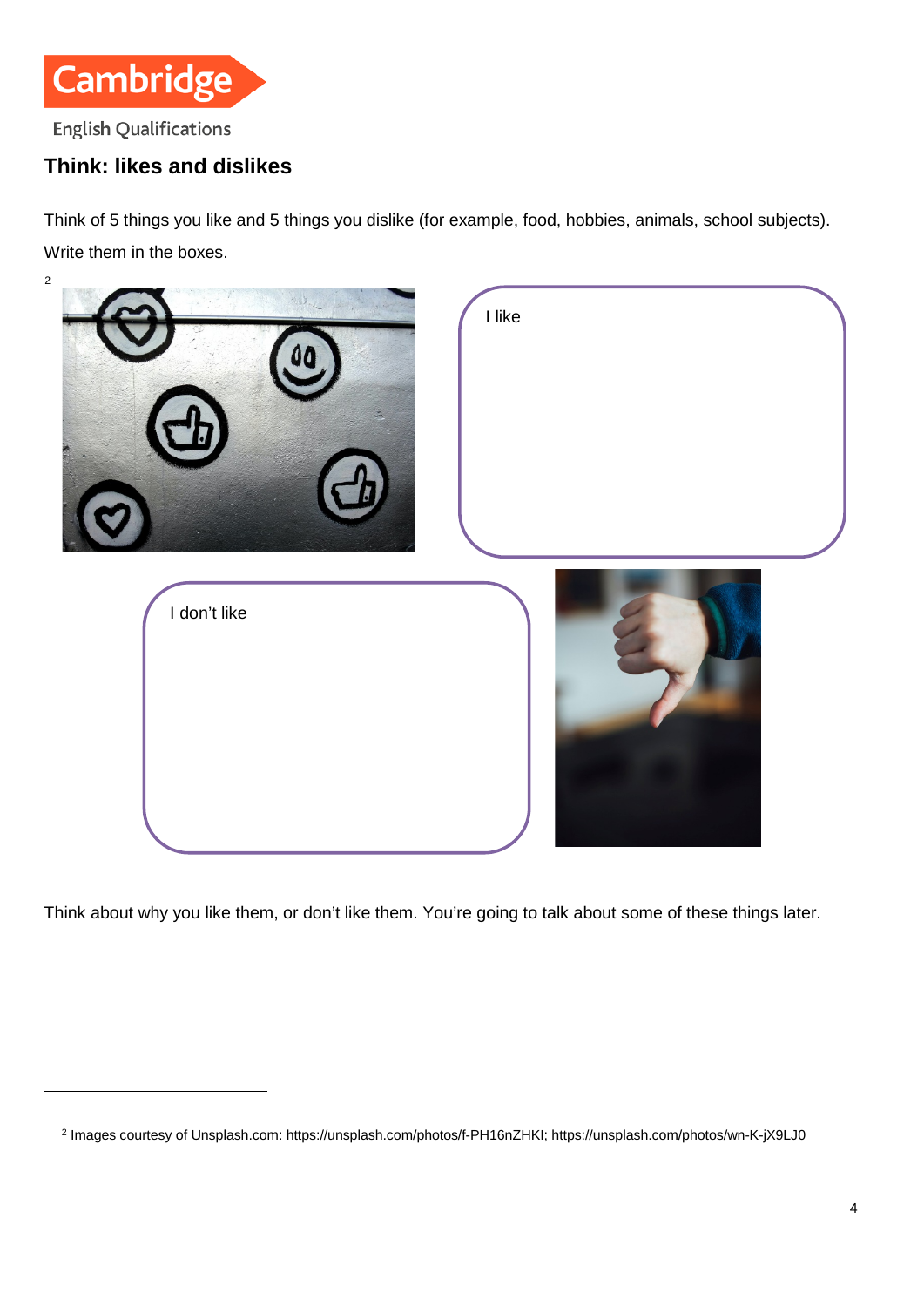## Think: likes and dislikes

Think of 5 things you like and 5 things you dislike (for example, food, hobbies, animals, school subjects). Write them in the boxes.[2]

I like

I don't like

Think about why you like them, or don't like them. You're going to talk about some of these things later.

[2] Images courtesy of Unsplash.com: https://unsplash.com/photos/f-PH16nZHKI; https://unsplash.com/photos/wn-K-jX9LJ0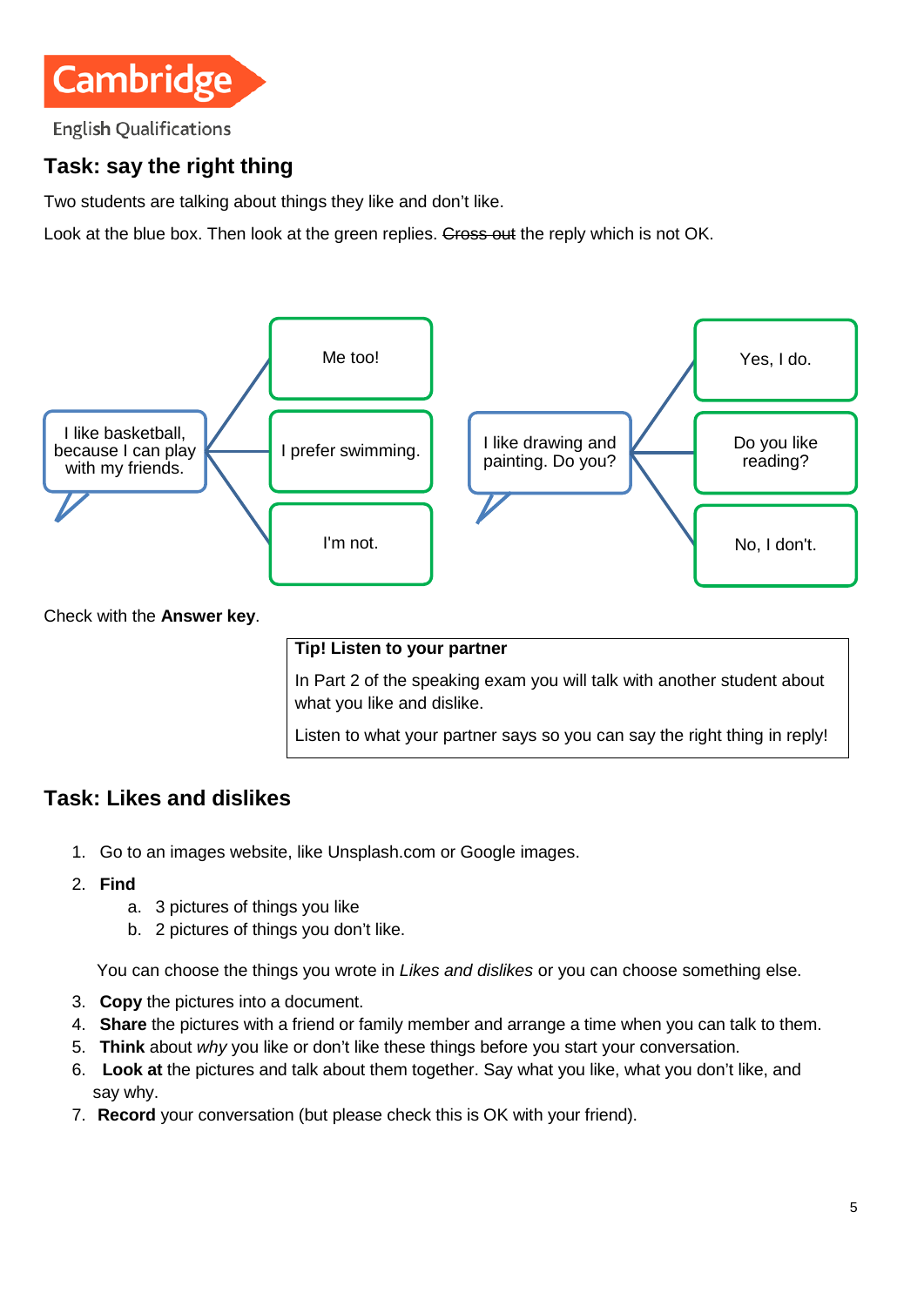Cambridge
English Qualifications

## Task: say the right thing

Two students are talking about things they like and don't like.

Look at the blue box. Then look at the green replies. ~~Cross out~~ the reply which is not OK.

I like basketball, because I can play with my friends.

- Me too!
- I prefer swimming.
- I'm not.

I like drawing and painting. Do you?

- Yes, I do.
- Do you like reading?
- No, I don't.

Check with the **Answer key**.

**Tip! Listen to your partner**

In Part 2 of the speaking exam you will talk with another student about what you like and dislike.

Listen to what your partner says so you can say the right thing in reply!

## Task: Likes and dislikes

1. Go to an images website, like Unsplash.com or Google images.
2. **Find**
   a. 3 pictures of things you like
   b. 2 pictures of things you don't like.

   You can choose the things you wrote in *Likes and dislikes* or you can choose something else.
3. **Copy** the pictures into a document.
4. **Share** the pictures with a friend or family member and arrange a time when you can talk to them.
5. **Think** about *why* you like or don't like these things before you start your conversation.
6. **Look at** the pictures and talk about them together. Say what you like, what you don't like, and say why.
7. **Record** your conversation (but please check this is OK with your friend).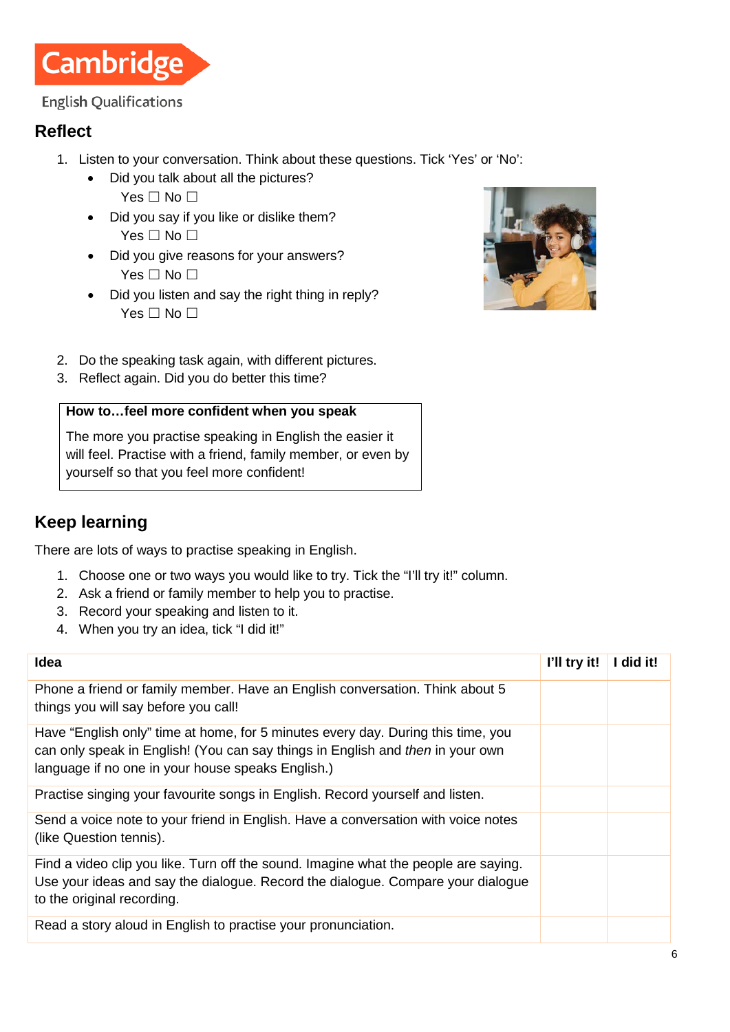## Reflect

1. Listen to your conversation. Think about these questions. Tick 'Yes' or 'No':
   - Did you talk about all the pictures?
     Yes ☐ No ☐
   - Did you say if you like or dislike them?
     Yes ☐ No ☐
   - Did you give reasons for your answers?
     Yes ☐ No ☐
   - Did you listen and say the right thing in reply?
     Yes ☐ No ☐

2. Do the speaking task again, with different pictures.
3. Reflect again. Did you do better this time?

| **How to…feel more confident when you speak** |
|---|
| The more you practise speaking in English the easier it will feel. Practise with a friend, family member, or even by yourself so that you feel more confident! |

## Keep learning

There are lots of ways to practise speaking in English.

1. Choose one or two ways you would like to try. Tick the "I'll try it!" column.
2. Ask a friend or family member to help you to practise.
3. Record your speaking and listen to it.
4. When you try an idea, tick "I did it!"

| Idea | I'll try it! | I did it! |
|---|---|---|
| Phone a friend or family member. Have an English conversation. Think about 5 things you will say before you call! | | |
| Have "English only" time at home, for 5 minutes every day. During this time, you can only speak in English! (You can say things in English and *then* in your own language if no one in your house speaks English.) | | |
| Practise singing your favourite songs in English. Record yourself and listen. | | |
| Send a voice note to your friend in English. Have a conversation with voice notes (like Question tennis). | | |
| Find a video clip you like. Turn off the sound. Imagine what the people are saying. Use your ideas and say the dialogue. Record the dialogue. Compare your dialogue to the original recording. | | |
| Read a story aloud in English to practise your pronunciation. | | |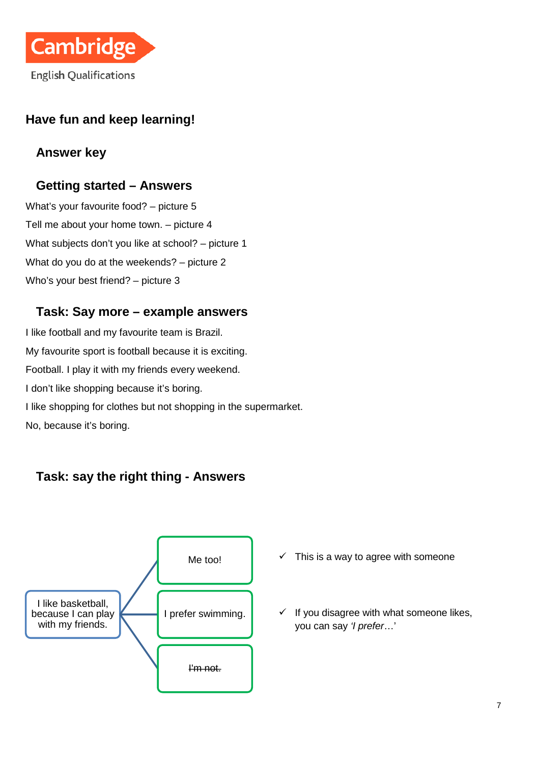## Have fun and keep learning!

### Answer key

### Getting started – Answers

What's your favourite food? – picture 5

Tell me about your home town. – picture 4

What subjects don't you like at school? – picture 1

What do you do at the weekends? – picture 2

Who's your best friend? – picture 3

### Task: Say more – example answers

I like football and my favourite team is Brazil.

My favourite sport is football because it is exciting.

Football. I play it with my friends every weekend.

I don't like shopping because it's boring.

I like shopping for clothes but not shopping in the supermarket.

No, because it's boring.

### Task: say the right thing - Answers

I like basketball, because I can play with my friends.

- Me too!
- I prefer swimming.
- ~~I'm not.~~

✓ This is a way to agree with someone

✓ If you disagree with what someone likes, you can say *'I prefer…'*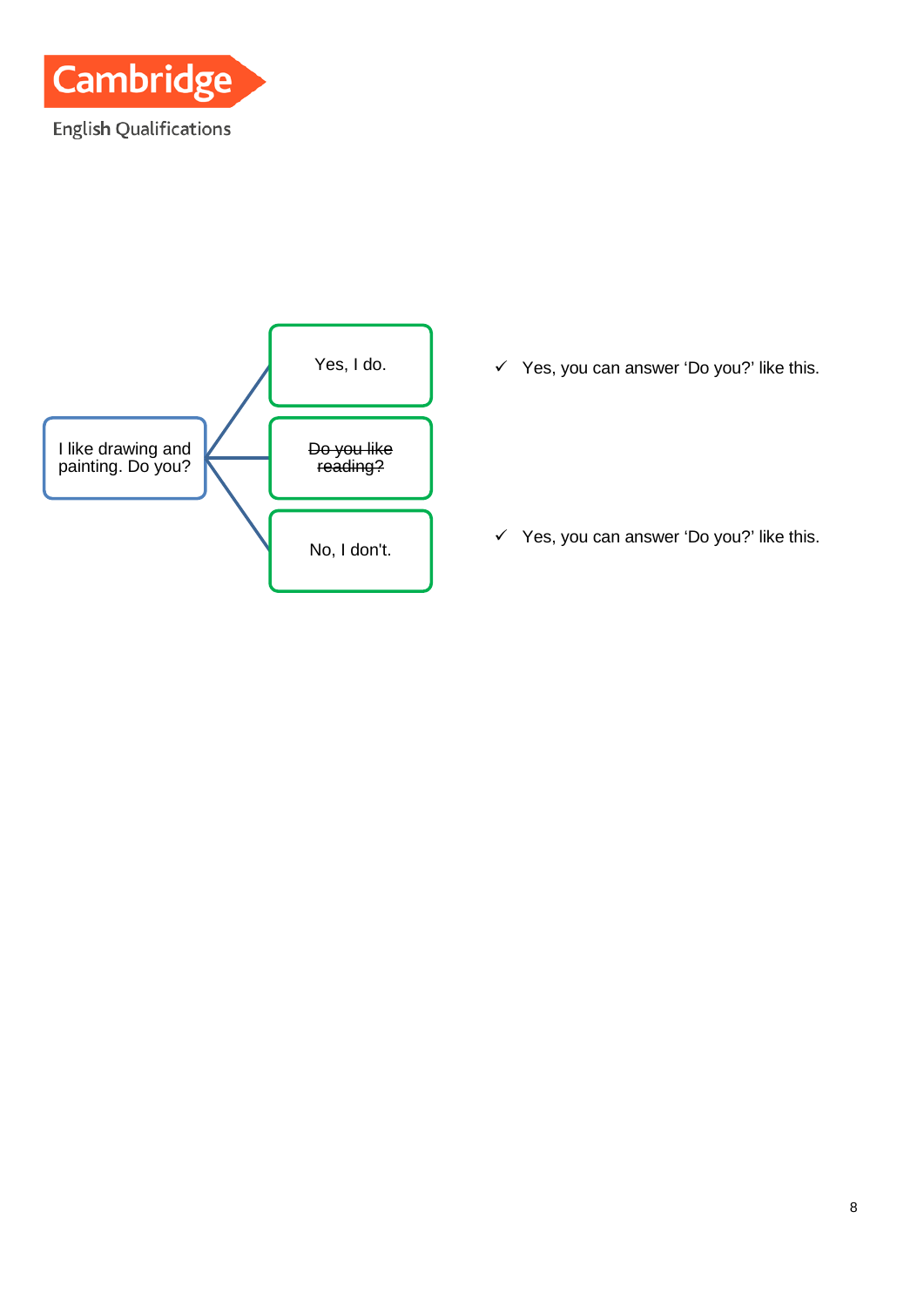I like drawing and painting. Do you?

Yes, I do.

✓ Yes, you can answer ‘Do you?’ like this.

~~Do you like reading?~~

No, I don't.

✓ Yes, you can answer ‘Do you?’ like this.